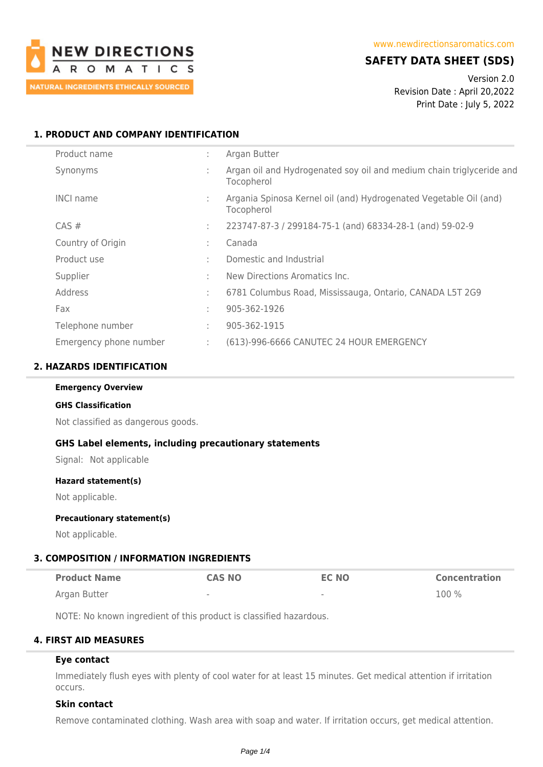NEW DIRECTIONS AROMATICS

NATURAL INGREDIENTS ETHICALLY SOURCED

www.newdirectionsaromatics.com

# SAFETY DATA SHEET (SDS)

Version 2.0
Revision Date : April 20,2022
Print Date : July 5, 2022

## 1. PRODUCT AND COMPANY IDENTIFICATION

| | | |
|---|---|---|
| Product name | : | Argan Butter |
| Synonyms | : | Argan oil and Hydrogenated soy oil and medium chain triglyceride and Tocopherol |
| INCI name | : | Argania Spinosa Kernel oil (and) Hydrogenated Vegetable Oil (and) Tocopherol |
| CAS # | : | 223747-87-3 / 299184-75-1 (and) 68334-28-1 (and) 59-02-9 |
| Country of Origin | : | Canada |
| Product use | : | Domestic and Industrial |
| Supplier | : | New Directions Aromatics Inc. |
| Address | : | 6781 Columbus Road, Mississauga, Ontario, CANADA L5T 2G9 |
| Fax | : | 905-362-1926 |
| Telephone number | : | 905-362-1915 |
| Emergency phone number | : | (613)-996-6666 CANUTEC 24 HOUR EMERGENCY |

## 2. HAZARDS IDENTIFICATION

**Emergency Overview**

**GHS Classification**

Not classified as dangerous goods.

**GHS Label elements, including precautionary statements**

Signal: Not applicable

**Hazard statement(s)**

Not applicable.

**Precautionary statement(s)**

Not applicable.

## 3. COMPOSITION / INFORMATION INGREDIENTS

| Product Name | CAS NO | EC NO | Concentration |
|---|---|---|---|
| Argan Butter | - | - | 100 % |

NOTE: No known ingredient of this product is classified hazardous.

## 4. FIRST AID MEASURES

**Eye contact**

Immediately flush eyes with plenty of cool water for at least 15 minutes. Get medical attention if irritation occurs.

**Skin contact**

Remove contaminated clothing. Wash area with soap and water. If irritation occurs, get medical attention.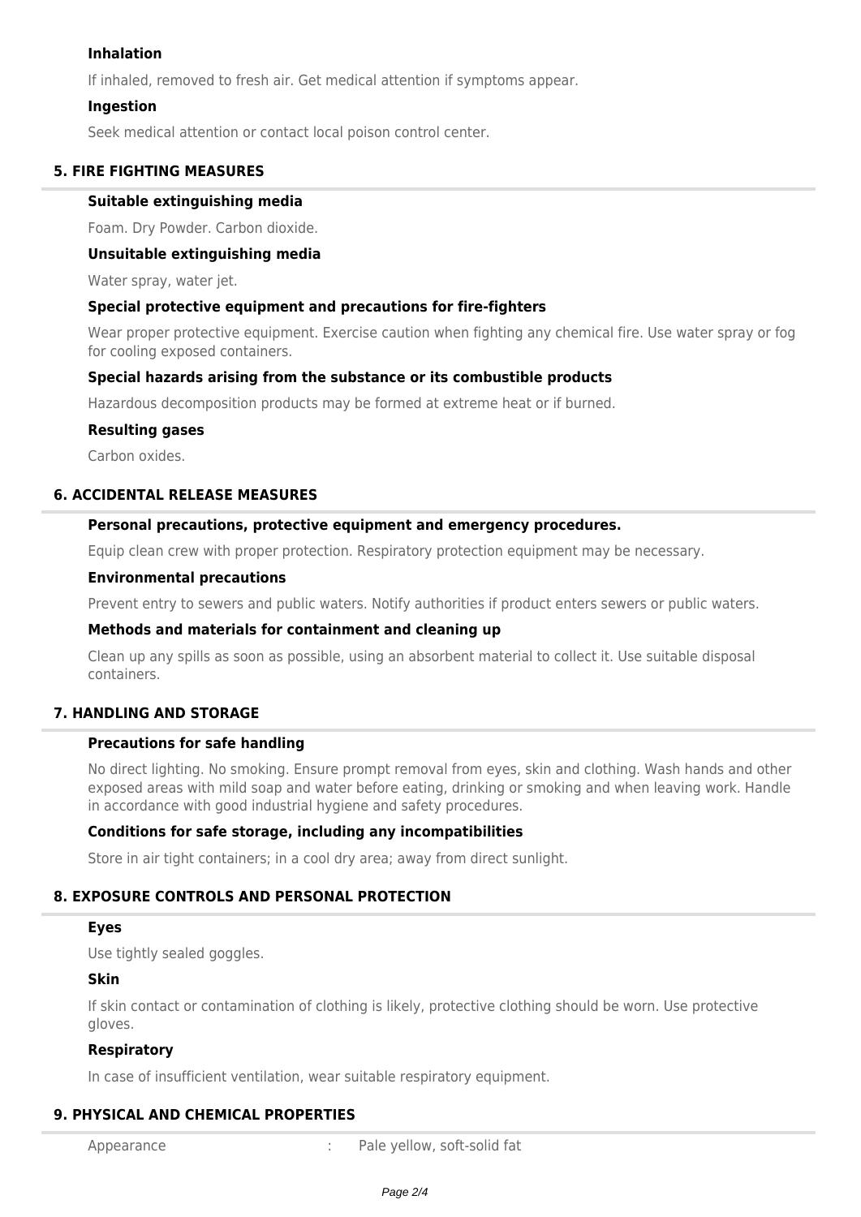#### Inhalation

If inhaled, removed to fresh air. Get medical attention if symptoms appear.

#### Ingestion

Seek medical attention or contact local poison control center.

## 5. FIRE FIGHTING MEASURES

#### Suitable extinguishing media

Foam. Dry Powder. Carbon dioxide.

#### Unsuitable extinguishing media

Water spray, water jet.

#### Special protective equipment and precautions for fire-fighters

Wear proper protective equipment. Exercise caution when fighting any chemical fire. Use water spray or fog for cooling exposed containers.

#### Special hazards arising from the substance or its combustible products

Hazardous decomposition products may be formed at extreme heat or if burned.

#### Resulting gases

Carbon oxides.

## 6. ACCIDENTAL RELEASE MEASURES

#### Personal precautions, protective equipment and emergency procedures.

Equip clean crew with proper protection. Respiratory protection equipment may be necessary.

#### Environmental precautions

Prevent entry to sewers and public waters. Notify authorities if product enters sewers or public waters.

#### Methods and materials for containment and cleaning up

Clean up any spills as soon as possible, using an absorbent material to collect it. Use suitable disposal containers.

## 7. HANDLING AND STORAGE

#### Precautions for safe handling

No direct lighting. No smoking. Ensure prompt removal from eyes, skin and clothing. Wash hands and other exposed areas with mild soap and water before eating, drinking or smoking and when leaving work. Handle in accordance with good industrial hygiene and safety procedures.

#### Conditions for safe storage, including any incompatibilities

Store in air tight containers; in a cool dry area; away from direct sunlight.

## 8. EXPOSURE CONTROLS AND PERSONAL PROTECTION

#### Eyes

Use tightly sealed goggles.

#### Skin

If skin contact or contamination of clothing is likely, protective clothing should be worn. Use protective gloves.

#### Respiratory

In case of insufficient ventilation, wear suitable respiratory equipment.

## 9. PHYSICAL AND CHEMICAL PROPERTIES

| | | |
|---|---|---|
| Appearance | : | Pale yellow, soft-solid fat |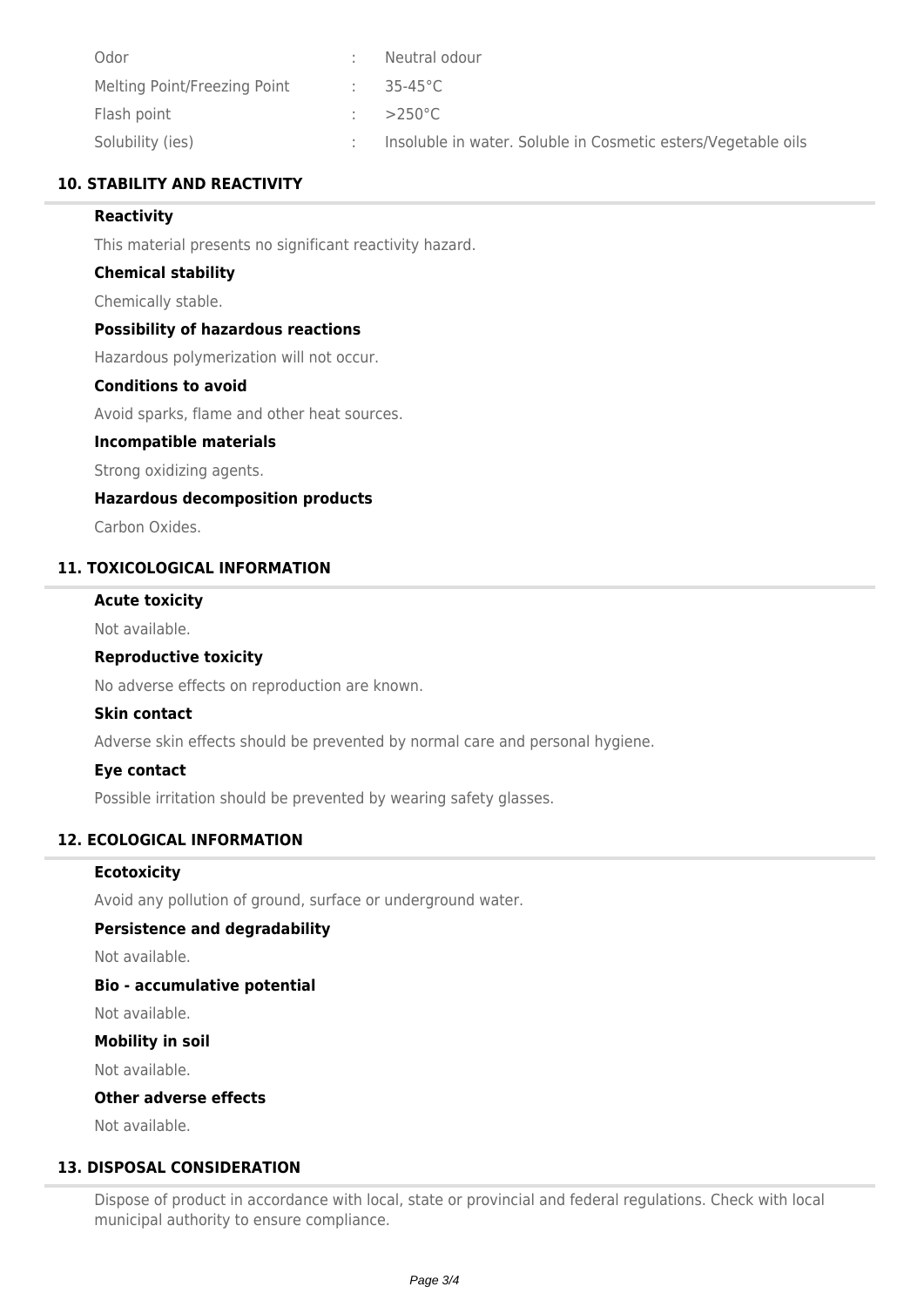| | | |
|---|---|---|
| Odor | : | Neutral odour |
| Melting Point/Freezing Point | : | 35-45°C |
| Flash point | : | >250°C |
| Solubility (ies) | : | Insoluble in water. Soluble in Cosmetic esters/Vegetable oils |

## 10. STABILITY AND REACTIVITY

### Reactivity

This material presents no significant reactivity hazard.

### Chemical stability

Chemically stable.

### Possibility of hazardous reactions

Hazardous polymerization will not occur.

### Conditions to avoid

Avoid sparks, flame and other heat sources.

### Incompatible materials

Strong oxidizing agents.

### Hazardous decomposition products

Carbon Oxides.

## 11. TOXICOLOGICAL INFORMATION

### Acute toxicity

Not available.

### Reproductive toxicity

No adverse effects on reproduction are known.

### Skin contact

Adverse skin effects should be prevented by normal care and personal hygiene.

### Eye contact

Possible irritation should be prevented by wearing safety glasses.

## 12. ECOLOGICAL INFORMATION

### Ecotoxicity

Avoid any pollution of ground, surface or underground water.

### Persistence and degradability

Not available.

### Bio - accumulative potential

Not available.

### Mobility in soil

Not available.

### Other adverse effects

Not available.

## 13. DISPOSAL CONSIDERATION

Dispose of product in accordance with local, state or provincial and federal regulations. Check with local municipal authority to ensure compliance.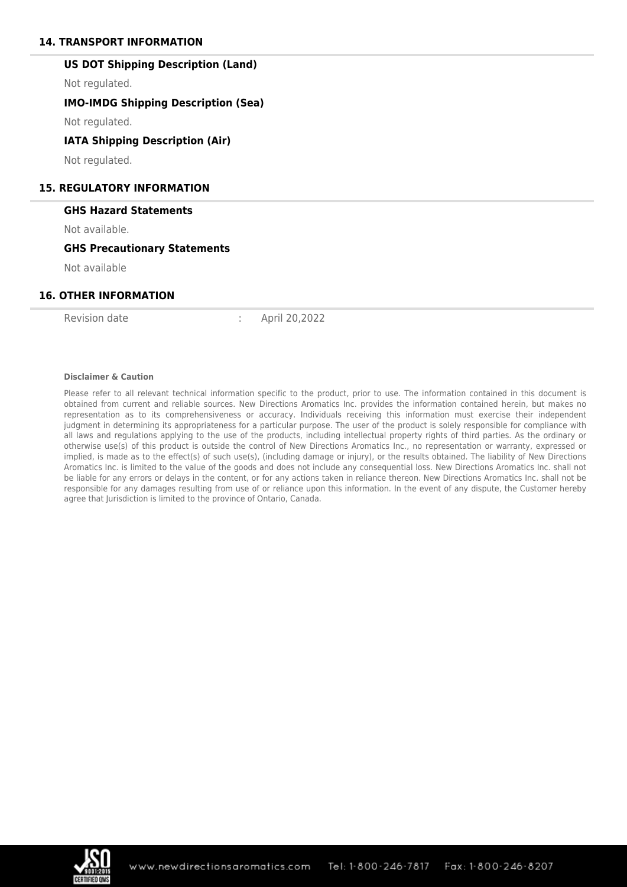## 14. TRANSPORT INFORMATION

### US DOT Shipping Description (Land)

Not regulated.

### IMO-IMDG Shipping Description (Sea)

Not regulated.

### IATA Shipping Description (Air)

Not regulated.

## 15. REGULATORY INFORMATION

### GHS Hazard Statements

Not available.

### GHS Precautionary Statements

Not available

## 16. OTHER INFORMATION

Revision date : April 20,2022

**Disclaimer & Caution**

Please refer to all relevant technical information specific to the product, prior to use. The information contained in this document is obtained from current and reliable sources. New Directions Aromatics Inc. provides the information contained herein, but makes no representation as to its comprehensiveness or accuracy. Individuals receiving this information must exercise their independent judgment in determining its appropriateness for a particular purpose. The user of the product is solely responsible for compliance with all laws and regulations applying to the use of the products, including intellectual property rights of third parties. As the ordinary or otherwise use(s) of this product is outside the control of New Directions Aromatics Inc., no representation or warranty, expressed or implied, is made as to the effect(s) of such use(s), (including damage or injury), or the results obtained. The liability of New Directions Aromatics Inc. is limited to the value of the goods and does not include any consequential loss. New Directions Aromatics Inc. shall not be liable for any errors or delays in the content, or for any actions taken in reliance thereon. New Directions Aromatics Inc. shall not be responsible for any damages resulting from use of or reliance upon this information. In the event of any dispute, the Customer hereby agree that Jurisdiction is limited to the province of Ontario, Canada.